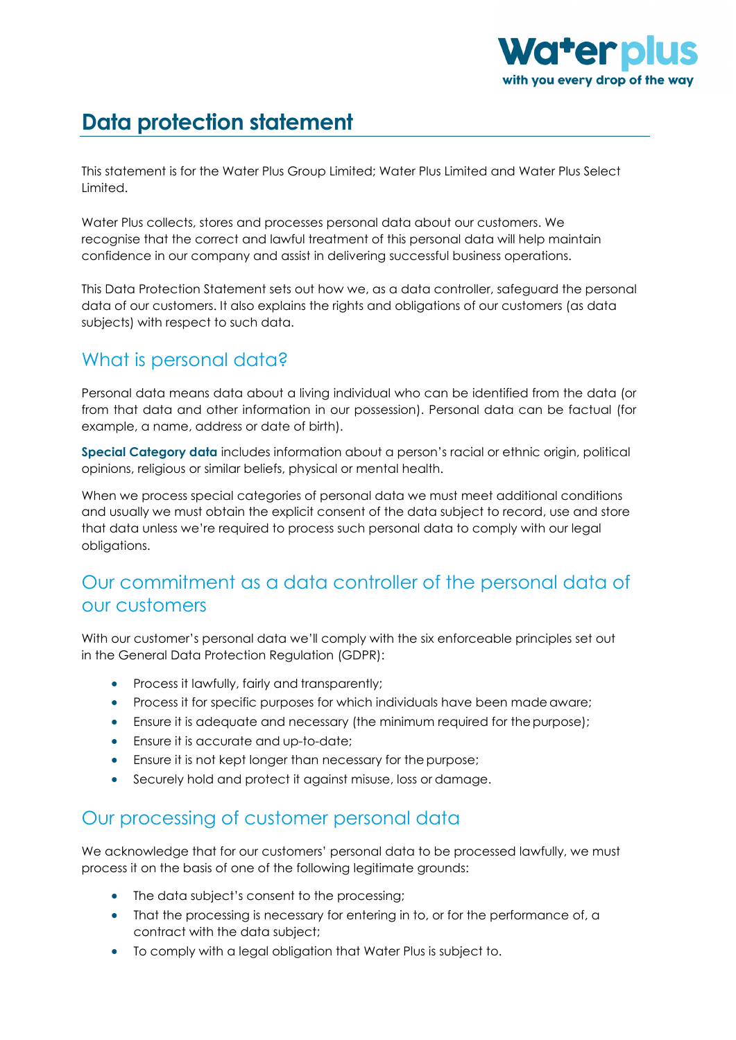# Data protection statement

This statement is for the Water Plus Group Limited; Water Plus Limited and Water Plus Select Limited.

Water Plus collects, stores and processes personal data about our customers. We recognise that the correct and lawful treatment of this personal data will help maintain confidence in our company and assist in delivering successful business operations.

This Data Protection Statement sets out how we, as a data controller, safeguard the personal data of our customers. It also explains the rights and obligations of our customers (as data subjects) with respect to such data.

## What is personal data?

Personal data means data about a living individual who can be identified from the data (or from that data and other information in our possession). Personal data can be factual (for example, a name, address or date of birth).

**Special Category data** includes information about a person's racial or ethnic origin, political opinions, religious or similar beliefs, physical or mental health.

When we process special categories of personal data we must meet additional conditions and usually we must obtain the explicit consent of the data subject to record, use and store that data unless we're required to process such personal data to comply with our legal obligations.

## Our commitment as a data controller of the personal data of our customers

With our customer's personal data we'll comply with the six enforceable principles set out in the General Data Protection Regulation (GDPR):

- Process it lawfully, fairly and transparently;
- Process it for specific purposes for which individuals have been made aware;
- Ensure it is adequate and necessary (the minimum required for the purpose);
- Ensure it is accurate and up-to-date;
- Ensure it is not kept longer than necessary for the purpose;
- Securely hold and protect it against misuse, loss or damage.

## Our processing of customer personal data

We acknowledge that for our customers' personal data to be processed lawfully, we must process it on the basis of one of the following legitimate grounds:

- The data subject's consent to the processing;
- That the processing is necessary for entering in to, or for the performance of, a contract with the data subject;
- To comply with a legal obligation that Water Plus is subject to.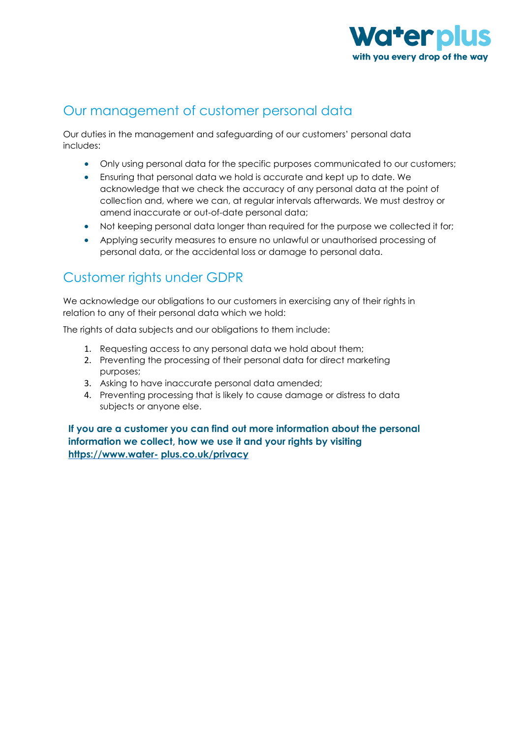## Our management of customer personal data

Our duties in the management and safeguarding of our customers' personal data includes:

- Only using personal data for the specific purposes communicated to our customers;
- Ensuring that personal data we hold is accurate and kept up to date. We acknowledge that we check the accuracy of any personal data at the point of collection and, where we can, at regular intervals afterwards. We must destroy or amend inaccurate or out-of-date personal data;
- Not keeping personal data longer than required for the purpose we collected it for;
- Applying security measures to ensure no unlawful or unauthorised processing of personal data, or the accidental loss or damage to personal data.

## Customer rights under GDPR

We acknowledge our obligations to our customers in exercising any of their rights in relation to any of their personal data which we hold:

The rights of data subjects and our obligations to them include:

1. Requesting access to any personal data we hold about them;
2. Preventing the processing of their personal data for direct marketing purposes;
3. Asking to have inaccurate personal data amended;
4. Preventing processing that is likely to cause damage or distress to data subjects or anyone else.

**If you are a customer you can find out more information about the personal information we collect, how we use it and your rights by visiting https://www.water- plus.co.uk/privacy**